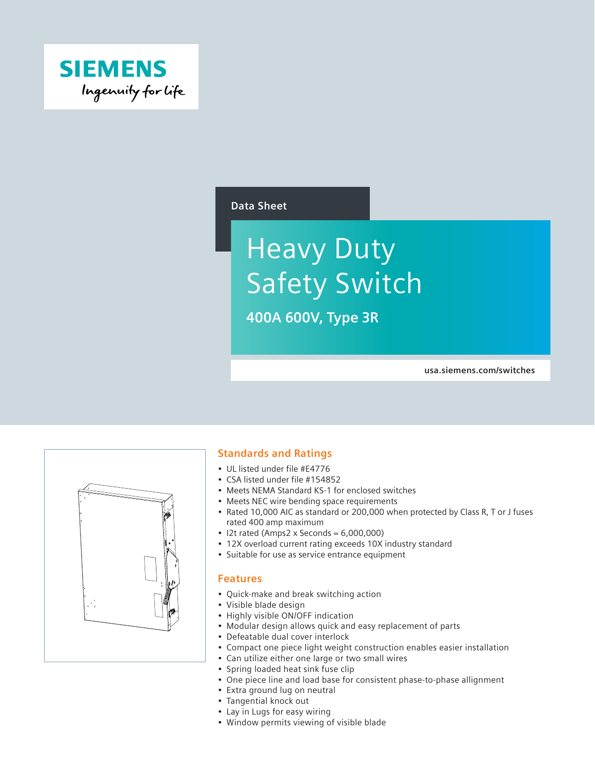SIEMENS

Ingenuity for life

Data Sheet

# Heavy Duty Safety Switch

**400A 600V, Type 3R**

usa.siemens.com/switches

## Standards and Ratings

- UL listed under file #E4776
- CSA listed under file #154852
- Meets NEMA Standard KS-1 for enclosed switches
- Meets NEC wire bending space requirements
- Rated 10,000 AIC as standard or 200,000 when protected by Class R, T or J fuses rated 400 amp maximum
- I2t rated (Amps2 x Seconds = 6,000,000)
- 12X overload current rating exceeds 10X industry standard
- Suitable for use as service entrance equipment

## Features

- Quick-make and break switching action
- Visible blade design
- Highly visible ON/OFF indication
- Modular design allows quick and easy replacement of parts
- Defeatable dual cover interlock
- Compact one piece light weight construction enables easier installation
- Can utilize either one large or two small wires
- Spring loaded heat sink fuse clip
- One piece line and load base for consistent phase-to-phase allignment
- Extra ground lug on neutral
- Tangential knock out
- Lay in Lugs for easy wiring
- Window permits viewing of visible blade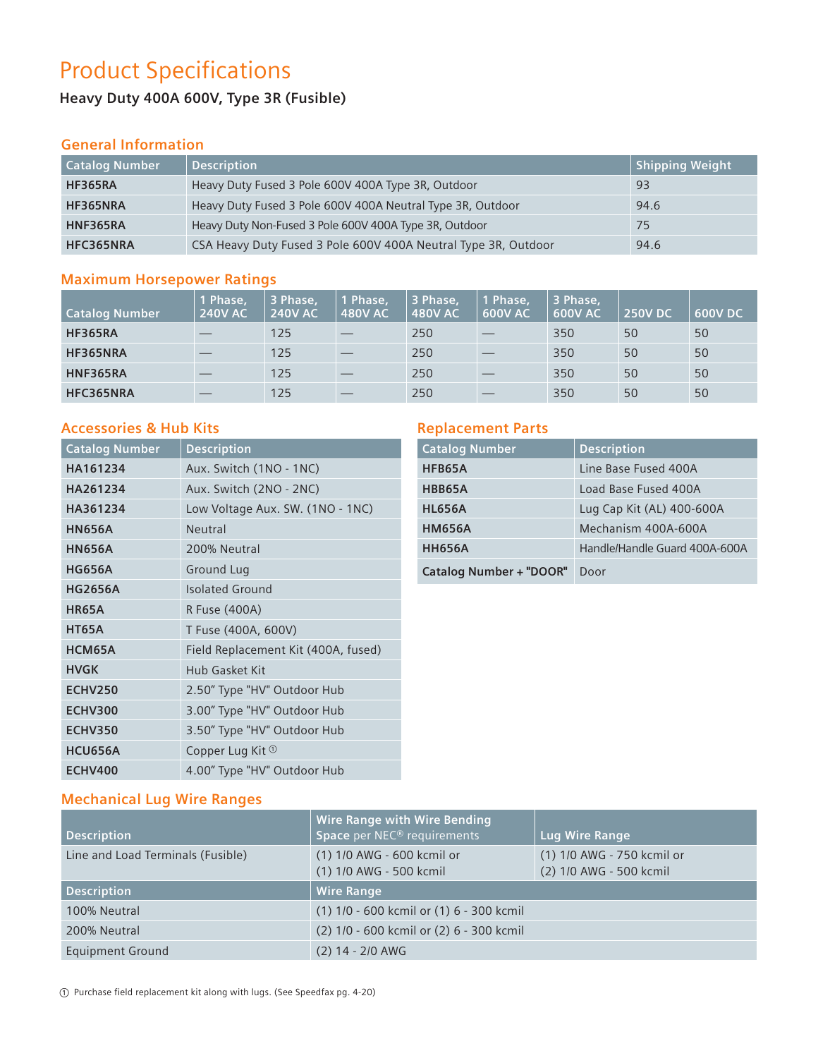# Product Specifications

**Heavy Duty 400A 600V, Type 3R (Fusible)**

## General Information

| Catalog Number | Description | Shipping Weight |
|---|---|---|
| **HF365RA** | Heavy Duty Fused 3 Pole 600V 400A Type 3R, Outdoor | 93 |
| **HF365NRA** | Heavy Duty Fused 3 Pole 600V 400A Neutral Type 3R, Outdoor | 94.6 |
| **HNF365RA** | Heavy Duty Non-Fused 3 Pole 600V 400A Type 3R, Outdoor | 75 |
| **HFC365NRA** | CSA Heavy Duty Fused 3 Pole 600V 400A Neutral Type 3R, Outdoor | 94.6 |

## Maximum Horsepower Ratings

| Catalog Number | 1 Phase, 240V AC | 3 Phase, 240V AC | 1 Phase, 480V AC | 3 Phase, 480V AC | 1 Phase, 600V AC | 3 Phase, 600V AC | 250V DC | 600V DC |
|---|---|---|---|---|---|---|---|---|
| **HF365RA** | — | 125 | — | 250 | — | 350 | 50 | 50 |
| **HF365NRA** | — | 125 | — | 250 | — | 350 | 50 | 50 |
| **HNF365RA** | — | 125 | — | 250 | — | 350 | 50 | 50 |
| **HFC365NRA** | — | 125 | — | 250 | — | 350 | 50 | 50 |

## Accessories & Hub Kits

| Catalog Number | Description |
|---|---|
| **HA161234** | Aux. Switch (1NO - 1NC) |
| **HA261234** | Aux. Switch (2NO - 2NC) |
| **HA361234** | Low Voltage Aux. SW. (1NO - 1NC) |
| **HN656A** | Neutral |
| **HN656A** | 200% Neutral |
| **HG656A** | Ground Lug |
| **HG2656A** | Isolated Ground |
| **HR65A** | R Fuse (400A) |
| **HT65A** | T Fuse (400A, 600V) |
| **HCM65A** | Field Replacement Kit (400A, fused) |
| **HVGK** | Hub Gasket Kit |
| **ECHV250** | 2.50" Type "HV" Outdoor Hub |
| **ECHV300** | 3.00" Type "HV" Outdoor Hub |
| **ECHV350** | 3.50" Type "HV" Outdoor Hub |
| **HCU656A** | Copper Lug Kit ① |
| **ECHV400** | 4.00" Type "HV" Outdoor Hub |

## Replacement Parts

| Catalog Number | Description |
|---|---|
| **HFB65A** | Line Base Fused 400A |
| **HBB65A** | Load Base Fused 400A |
| **HL656A** | Lug Cap Kit (AL) 400-600A |
| **HM656A** | Mechanism 400A-600A |
| **HH656A** | Handle/Handle Guard 400A-600A |
| **Catalog Number + "DOOR"** | Door |

## Mechanical Lug Wire Ranges

| Description | Wire Range with Wire Bending Space per NEC® requirements | Lug Wire Range |
|---|---|---|
| Line and Load Terminals (Fusible) | (1) 1/0 AWG - 600 kcmil or (1) 1/0 AWG - 500 kcmil | (1) 1/0 AWG - 750 kcmil or (2) 1/0 AWG - 500 kcmil |
| **Description** | **Wire Range** | |
| 100% Neutral | (1) 1/0 - 600 kcmil or (1) 6 - 300 kcmil | |
| 200% Neutral | (2) 1/0 - 600 kcmil or (2) 6 - 300 kcmil | |
| Equipment Ground | (2) 14 - 2/0 AWG | |

① Purchase field replacement kit along with lugs. (See Speedfax pg. 4-20)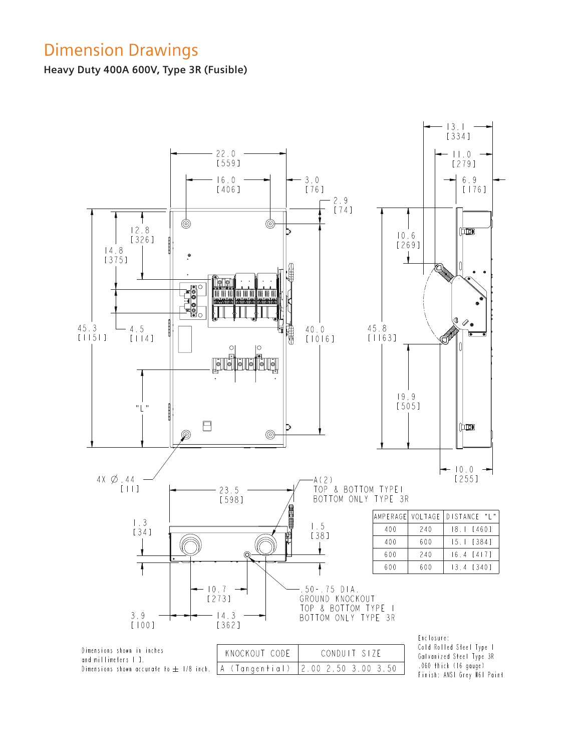# Dimension Drawings

**Heavy Duty 400A 600V, Type 3R (Fusible)**

| AMPERAGE | VOLTAGE | DISTANCE "L" |
|---|---|---|
| 400 | 240 | 18.1 [460] |
| 400 | 600 | 15.1 [384] |
| 600 | 240 | 16.4 [417] |
| 600 | 600 | 13.4 [340] |

Dimensions shown in inches and millimeters [ ].
Dimensions shown accurate to ± 1/8 inch.

| KNOCKOUT CODE | CONDUIT SIZE |
|---|---|
| A (Tangential) | 2.00 2.50 3.00 3.50 |

Enclosure:
Cold Rolled Steel Type 1
Galvanized Steel Type 3R
.060 thick (16 gauge)
Finish: ANSI Grey #61 Paint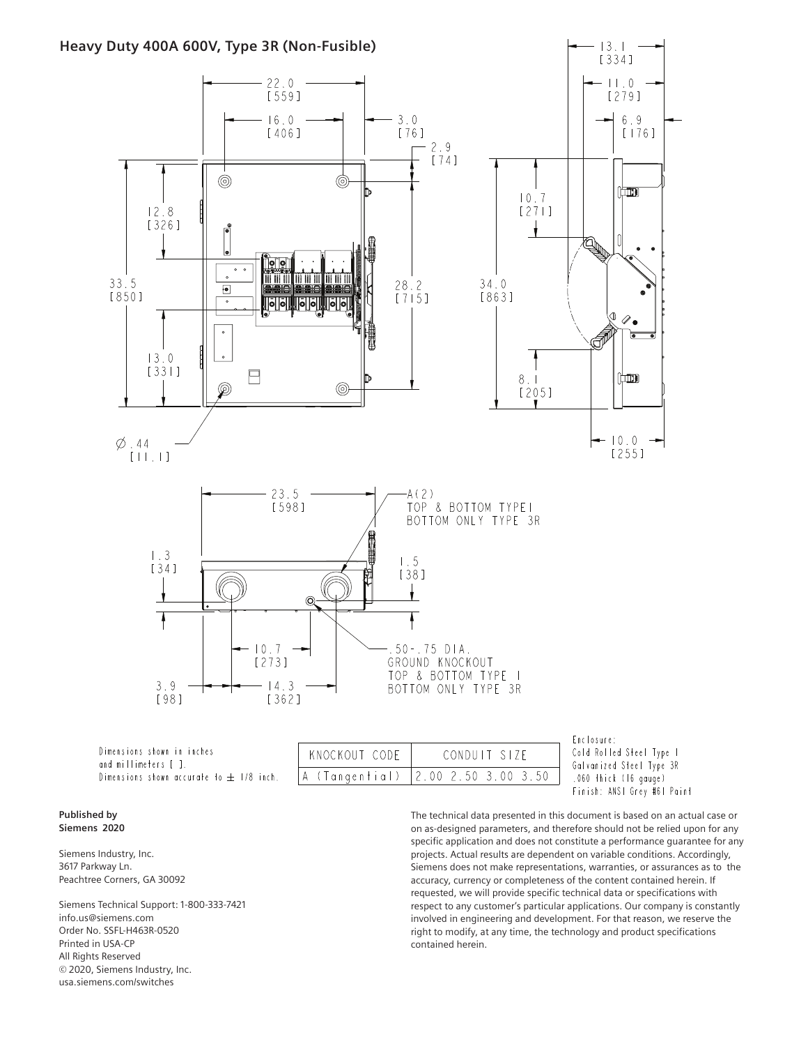## Heavy Duty 400A 600V, Type 3R (Non-Fusible)

22.0
[559]

16.0
[406]

3.0
[76]

2.9
[74]

12.8
[326]

33.5
[850]

28.2
[715]

13.0
[331]

∅.44
[11.1]

13.1
[334]

11.0
[279]

6.9
[176]

10.7
[271]

34.0
[863]

8.1
[205]

10.0
[255]

23.5
[598]

A(2)
TOP & BOTTOM TYPE1
BOTTOM ONLY TYPE 3R

1.3
[34]

1.5
[38]

10.7
[273]

3.9
[98]

14.3
[362]

.50-.75 DIA.
GROUND KNOCKOUT
TOP & BOTTOM TYPE 1
BOTTOM ONLY TYPE 3R

Dimensions shown in inches
and millimeters [ ].
Dimensions shown accurate to ± 1/8 inch.

| KNOCKOUT CODE | CONDUIT SIZE |
|---|---|
| A (Tangential) | 2.00 2.50 3.00 3.50 |

Enclosure:
Cold Rolled Steel Type 1
Galvanized Steel Type 3R
.060 thick (16 gauge)
Finish: ANSI Grey #61 Paint

**Published by**
**Siemens 2020**

Siemens Industry, Inc.
3617 Parkway Ln.
Peachtree Corners, GA 30092

Siemens Technical Support: 1-800-333-7421
info.us@siemens.com
Order No. SSFL-H463R-0520
Printed in USA-CP
All Rights Reserved
© 2020, Siemens Industry, Inc.
usa.siemens.com/switches

The technical data presented in this document is based on an actual case or on as-designed parameters, and therefore should not be relied upon for any specific application and does not constitute a performance guarantee for any projects. Actual results are dependent on variable conditions. Accordingly, Siemens does not make representations, warranties, or assurances as to the accuracy, currency or completeness of the content contained herein. If requested, we will provide specific technical data or specifications with respect to any customer's particular applications. Our company is constantly involved in engineering and development. For that reason, we reserve the right to modify, at any time, the technology and product specifications contained herein.